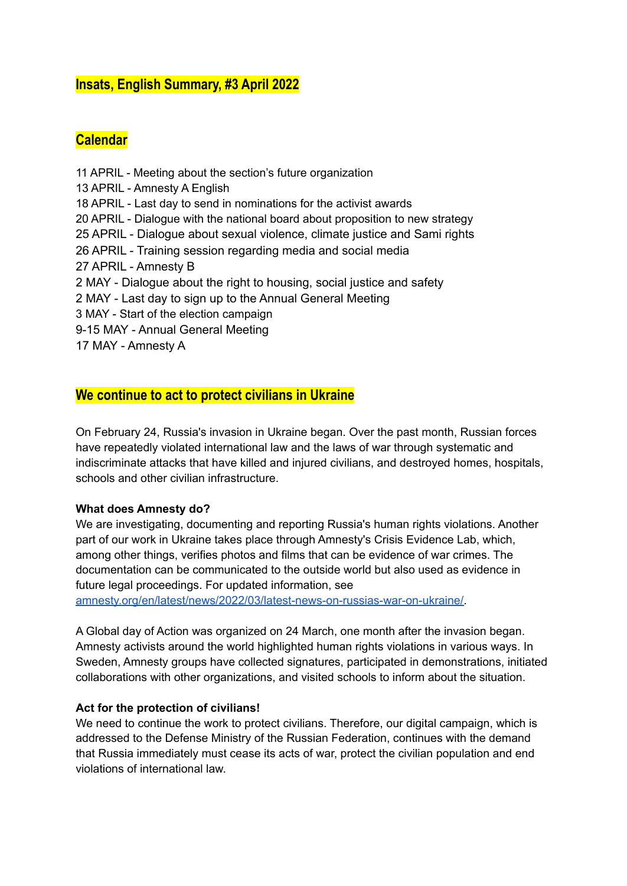## Insats, English Summary, #3 April 2022

## Calendar

11 APRIL - Meeting about the section's future organization
13 APRIL - Amnesty A English
18 APRIL - Last day to send in nominations for the activist awards
20 APRIL - Dialogue with the national board about proposition to new strategy
25 APRIL - Dialogue about sexual violence, climate justice and Sami rights
26 APRIL - Training session regarding media and social media
27 APRIL - Amnesty B
2 MAY - Dialogue about the right to housing, social justice and safety
2 MAY - Last day to sign up to the Annual General Meeting
3 MAY - Start of the election campaign
9-15 MAY - Annual General Meeting
17 MAY - Amnesty A

## We continue to act to protect civilians in Ukraine

On February 24, Russia's invasion in Ukraine began. Over the past month, Russian forces have repeatedly violated international law and the laws of war through systematic and indiscriminate attacks that have killed and injured civilians, and destroyed homes, hospitals, schools and other civilian infrastructure.

**What does Amnesty do?**
We are investigating, documenting and reporting Russia's human rights violations. Another part of our work in Ukraine takes place through Amnesty's Crisis Evidence Lab, which, among other things, verifies photos and films that can be evidence of war crimes. The documentation can be communicated to the outside world but also used as evidence in future legal proceedings. For updated information, see [amnesty.org/en/latest/news/2022/03/latest-news-on-russias-war-on-ukraine/](amnesty.org/en/latest/news/2022/03/latest-news-on-russias-war-on-ukraine/).

A Global day of Action was organized on 24 March, one month after the invasion began. Amnesty activists around the world highlighted human rights violations in various ways. In Sweden, Amnesty groups have collected signatures, participated in demonstrations, initiated collaborations with other organizations, and visited schools to inform about the situation.

**Act for the protection of civilians!**
We need to continue the work to protect civilians. Therefore, our digital campaign, which is addressed to the Defense Ministry of the Russian Federation, continues with the demand that Russia immediately must cease its acts of war, protect the civilian population and end violations of international law.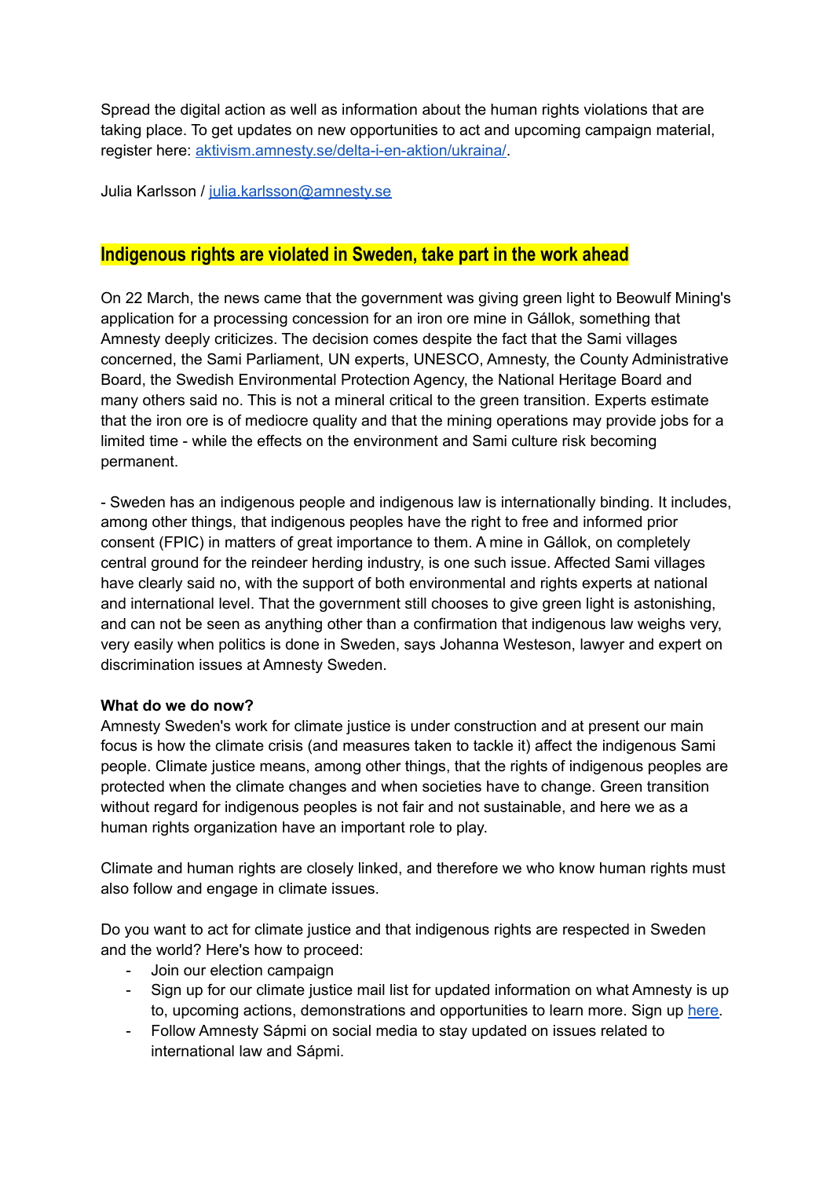Spread the digital action as well as information about the human rights violations that are taking place. To get updates on new opportunities to act and upcoming campaign material, register here: [aktivism.amnesty.se/delta-i-en-aktion/ukraina/](aktivism.amnesty.se/delta-i-en-aktion/ukraina/).

Julia Karlsson / [julia.karlsson@amnesty.se](mailto:julia.karlsson@amnesty.se)

## Indigenous rights are violated in Sweden, take part in the work ahead

On 22 March, the news came that the government was giving green light to Beowulf Mining's application for a processing concession for an iron ore mine in Gállok, something that Amnesty deeply criticizes. The decision comes despite the fact that the Sami villages concerned, the Sami Parliament, UN experts, UNESCO, Amnesty, the County Administrative Board, the Swedish Environmental Protection Agency, the National Heritage Board and many others said no. This is not a mineral critical to the green transition. Experts estimate that the iron ore is of mediocre quality and that the mining operations may provide jobs for a limited time - while the effects on the environment and Sami culture risk becoming permanent.

- Sweden has an indigenous people and indigenous law is internationally binding. It includes, among other things, that indigenous peoples have the right to free and informed prior consent (FPIC) in matters of great importance to them. A mine in Gállok, on completely central ground for the reindeer herding industry, is one such issue. Affected Sami villages have clearly said no, with the support of both environmental and rights experts at national and international level. That the government still chooses to give green light is astonishing, and can not be seen as anything other than a confirmation that indigenous law weighs very, very easily when politics is done in Sweden, says Johanna Westeson, lawyer and expert on discrimination issues at Amnesty Sweden.

**What do we do now?**

Amnesty Sweden's work for climate justice is under construction and at present our main focus is how the climate crisis (and measures taken to tackle it) affect the indigenous Sami people. Climate justice means, among other things, that the rights of indigenous peoples are protected when the climate changes and when societies have to change. Green transition without regard for indigenous peoples is not fair and not sustainable, and here we as a human rights organization have an important role to play.

Climate and human rights are closely linked, and therefore we who know human rights must also follow and engage in climate issues.

Do you want to act for climate justice and that indigenous rights are respected in Sweden and the world? Here's how to proceed:

- Join our election campaign
- Sign up for our climate justice mail list for updated information on what Amnesty is up to, upcoming actions, demonstrations and opportunities to learn more. Sign up here.
- Follow Amnesty Sápmi on social media to stay updated on issues related to international law and Sápmi.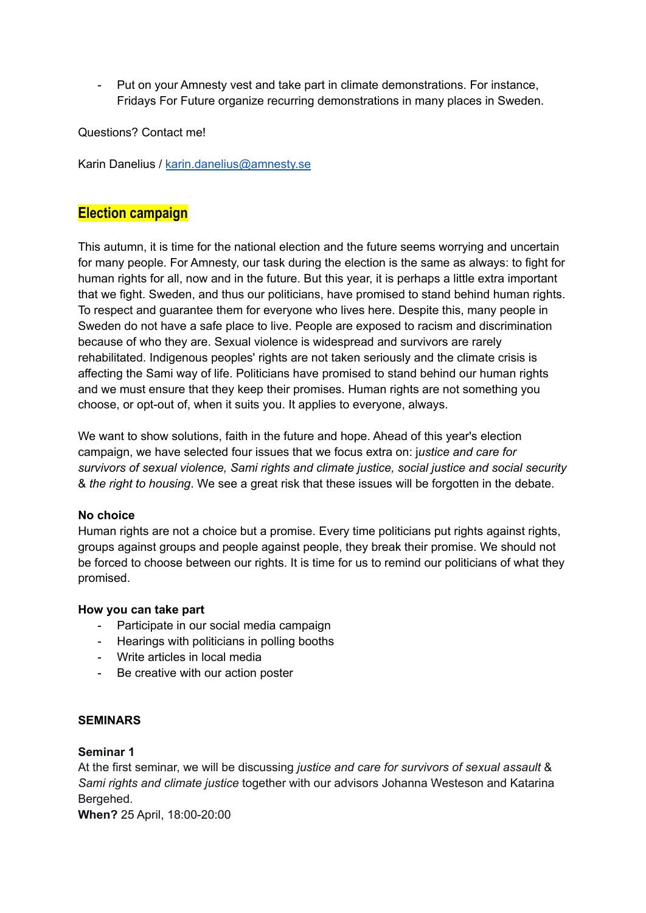- Put on your Amnesty vest and take part in climate demonstrations. For instance, Fridays For Future organize recurring demonstrations in many places in Sweden.

Questions? Contact me!

Karin Danelius / [karin.danelius@amnesty.se](mailto:karin.danelius@amnesty.se)

## Election campaign

This autumn, it is time for the national election and the future seems worrying and uncertain for many people. For Amnesty, our task during the election is the same as always: to fight for human rights for all, now and in the future. But this year, it is perhaps a little extra important that we fight. Sweden, and thus our politicians, have promised to stand behind human rights. To respect and guarantee them for everyone who lives here. Despite this, many people in Sweden do not have a safe place to live. People are exposed to racism and discrimination because of who they are. Sexual violence is widespread and survivors are rarely rehabilitated. Indigenous peoples' rights are not taken seriously and the climate crisis is affecting the Sami way of life. Politicians have promised to stand behind our human rights and we must ensure that they keep their promises. Human rights are not something you choose, or opt-out of, when it suits you. It applies to everyone, always.

We want to show solutions, faith in the future and hope. Ahead of this year's election campaign, we have selected four issues that we focus extra on: *justice and care for survivors of sexual violence, Sami rights and climate justice, social justice and social security* & *the right to housing*. We see a great risk that these issues will be forgotten in the debate.

**No choice**
Human rights are not a choice but a promise. Every time politicians put rights against rights, groups against groups and people against people, they break their promise. We should not be forced to choose between our rights. It is time for us to remind our politicians of what they promised.

**How you can take part**

- Participate in our social media campaign
- Hearings with politicians in polling booths
- Write articles in local media
- Be creative with our action poster

**SEMINARS**

**Seminar 1**
At the first seminar, we will be discussing *justice and care for survivors of sexual assault* & *Sami rights and climate justice* together with our advisors Johanna Westeson and Katarina Bergehed.
**When?** 25 April, 18:00-20:00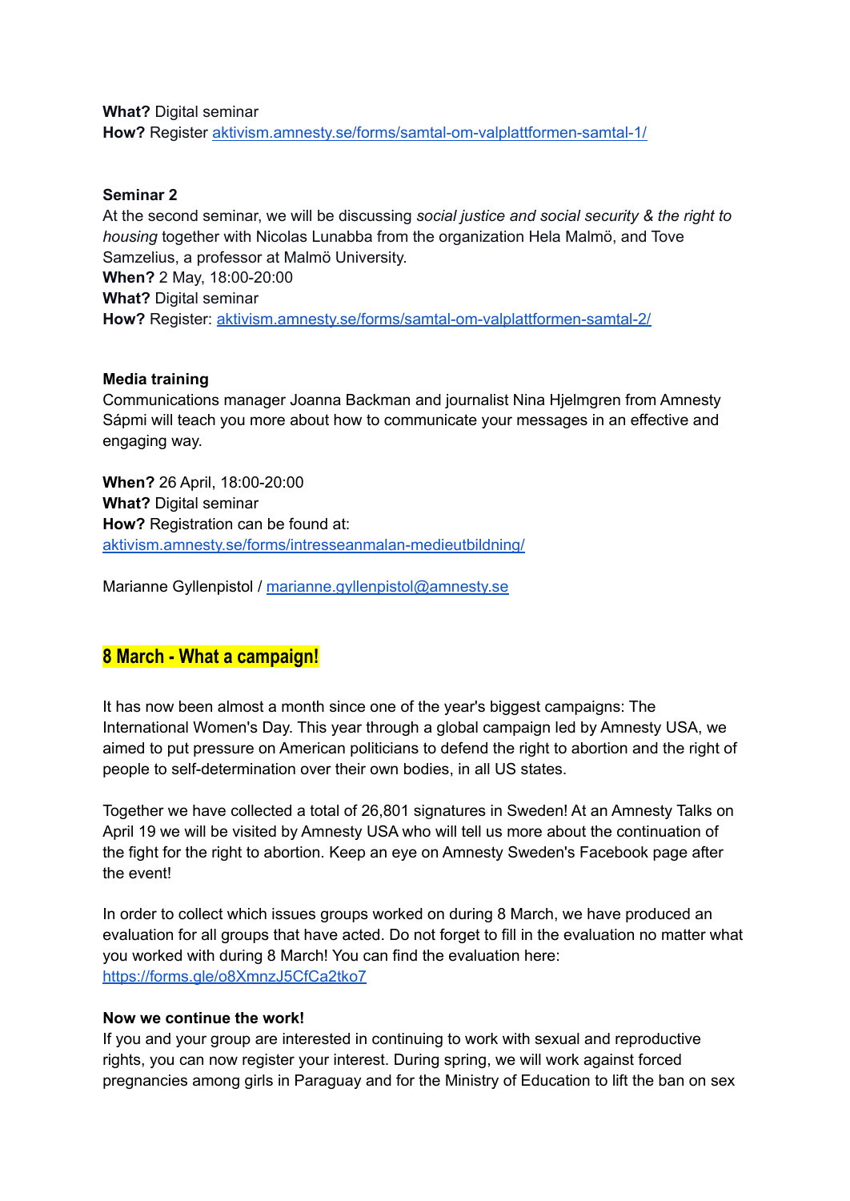**What?** Digital seminar
**How?** Register [aktivism.amnesty.se/forms/samtal-om-valplattformen-samtal-1/](aktivism.amnesty.se/forms/samtal-om-valplattformen-samtal-1/)

**Seminar 2**
At the second seminar, we will be discussing *social justice and social security & the right to housing* together with Nicolas Lunabba from the organization Hela Malmö, and Tove Samzelius, a professor at Malmö University.
**When?** 2 May, 18:00-20:00
**What?** Digital seminar
**How?** Register: [aktivism.amnesty.se/forms/samtal-om-valplattformen-samtal-2/](aktivism.amnesty.se/forms/samtal-om-valplattformen-samtal-2/)

**Media training**
Communications manager Joanna Backman and journalist Nina Hjelmgren from Amnesty Sápmi will teach you more about how to communicate your messages in an effective and engaging way.

**When?** 26 April, 18:00-20:00
**What?** Digital seminar
**How?** Registration can be found at:
[aktivism.amnesty.se/forms/intresseanmalan-medieutbildning/](aktivism.amnesty.se/forms/intresseanmalan-medieutbildning/)

Marianne Gyllenpistol / [marianne.gyllenpistol@amnesty.se](mailto:marianne.gyllenpistol@amnesty.se)

## 8 March - What a campaign!

It has now been almost a month since one of the year's biggest campaigns: The International Women's Day. This year through a global campaign led by Amnesty USA, we aimed to put pressure on American politicians to defend the right to abortion and the right of people to self-determination over their own bodies, in all US states.

Together we have collected a total of 26,801 signatures in Sweden! At an Amnesty Talks on April 19 we will be visited by Amnesty USA who will tell us more about the continuation of the fight for the right to abortion. Keep an eye on Amnesty Sweden's Facebook page after the event!

In order to collect which issues groups worked on during 8 March, we have produced an evaluation for all groups that have acted. Do not forget to fill in the evaluation no matter what you worked with during 8 March! You can find the evaluation here:
[https://forms.gle/o8XmnzJ5CfCa2tko7](https://forms.gle/o8XmnzJ5CfCa2tko7)

**Now we continue the work!**
If you and your group are interested in continuing to work with sexual and reproductive rights, you can now register your interest. During spring, we will work against forced pregnancies among girls in Paraguay and for the Ministry of Education to lift the ban on sex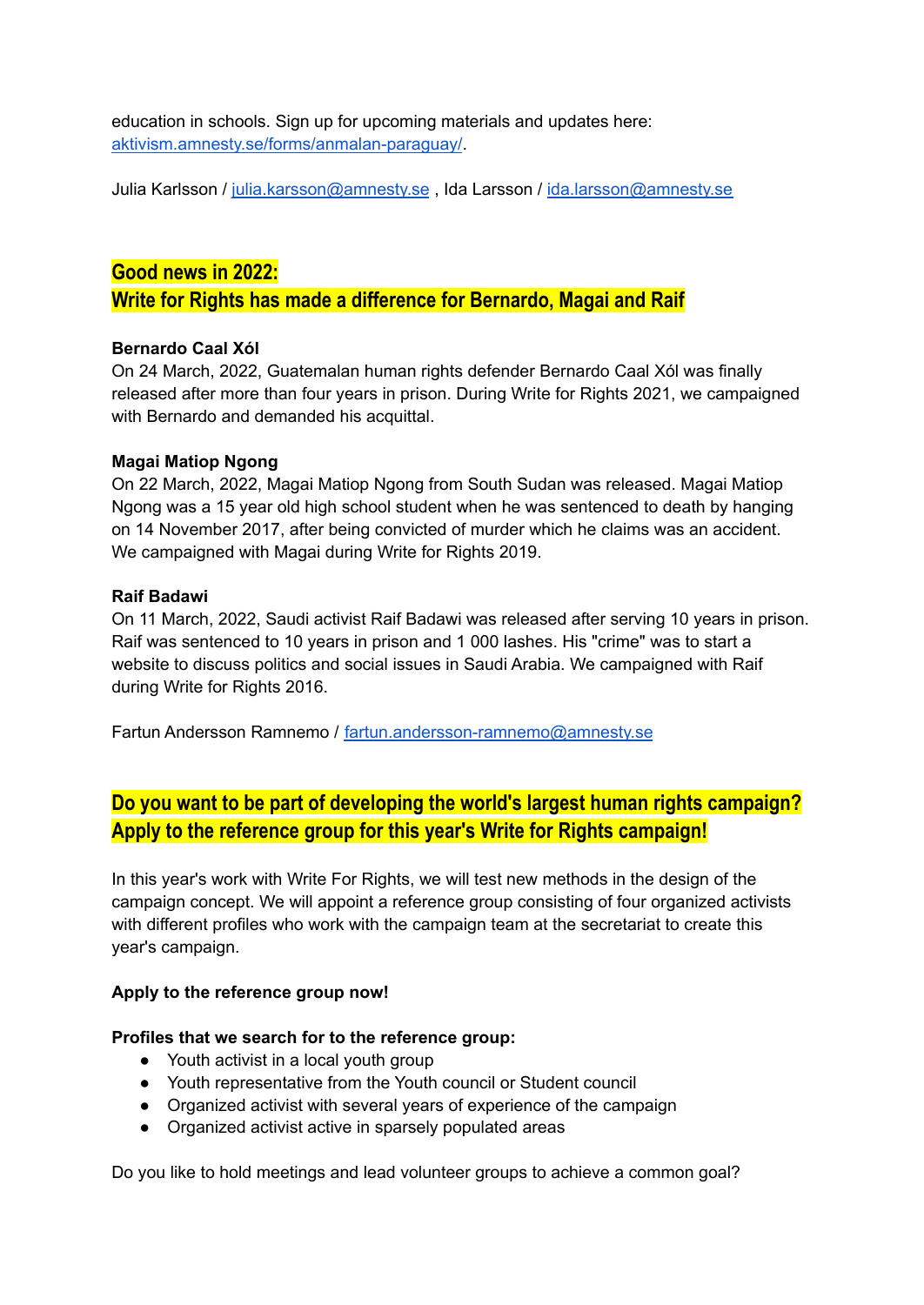education in schools. Sign up for upcoming materials and updates here: [aktivism.amnesty.se/forms/anmalan-paraguay/](aktivism.amnesty.se/forms/anmalan-paraguay/).

Julia Karlsson / [julia.karsson@amnesty.se](mailto:julia.karsson@amnesty.se) , Ida Larsson / [ida.larsson@amnesty.se](mailto:ida.larsson@amnesty.se)

## Good news in 2022:
## Write for Rights has made a difference for Bernardo, Magai and Raif

**Bernardo Caal Xól**
On 24 March, 2022, Guatemalan human rights defender Bernardo Caal Xól was finally released after more than four years in prison. During Write for Rights 2021, we campaigned with Bernardo and demanded his acquittal.

**Magai Matiop Ngong**
On 22 March, 2022, Magai Matiop Ngong from South Sudan was released. Magai Matiop Ngong was a 15 year old high school student when he was sentenced to death by hanging on 14 November 2017, after being convicted of murder which he claims was an accident. We campaigned with Magai during Write for Rights 2019.

**Raif Badawi**
On 11 March, 2022, Saudi activist Raif Badawi was released after serving 10 years in prison. Raif was sentenced to 10 years in prison and 1 000 lashes. His "crime" was to start a website to discuss politics and social issues in Saudi Arabia. We campaigned with Raif during Write for Rights 2016.

Fartun Andersson Ramnemo / [fartun.andersson-ramnemo@amnesty.se](mailto:fartun.andersson-ramnemo@amnesty.se)

## Do you want to be part of developing the world's largest human rights campaign? Apply to the reference group for this year's Write for Rights campaign!

In this year's work with Write For Rights, we will test new methods in the design of the campaign concept. We will appoint a reference group consisting of four organized activists with different profiles who work with the campaign team at the secretariat to create this year's campaign.

**Apply to the reference group now!**

**Profiles that we search for to the reference group:**

- Youth activist in a local youth group
- Youth representative from the Youth council or Student council
- Organized activist with several years of experience of the campaign
- Organized activist active in sparsely populated areas

Do you like to hold meetings and lead volunteer groups to achieve a common goal?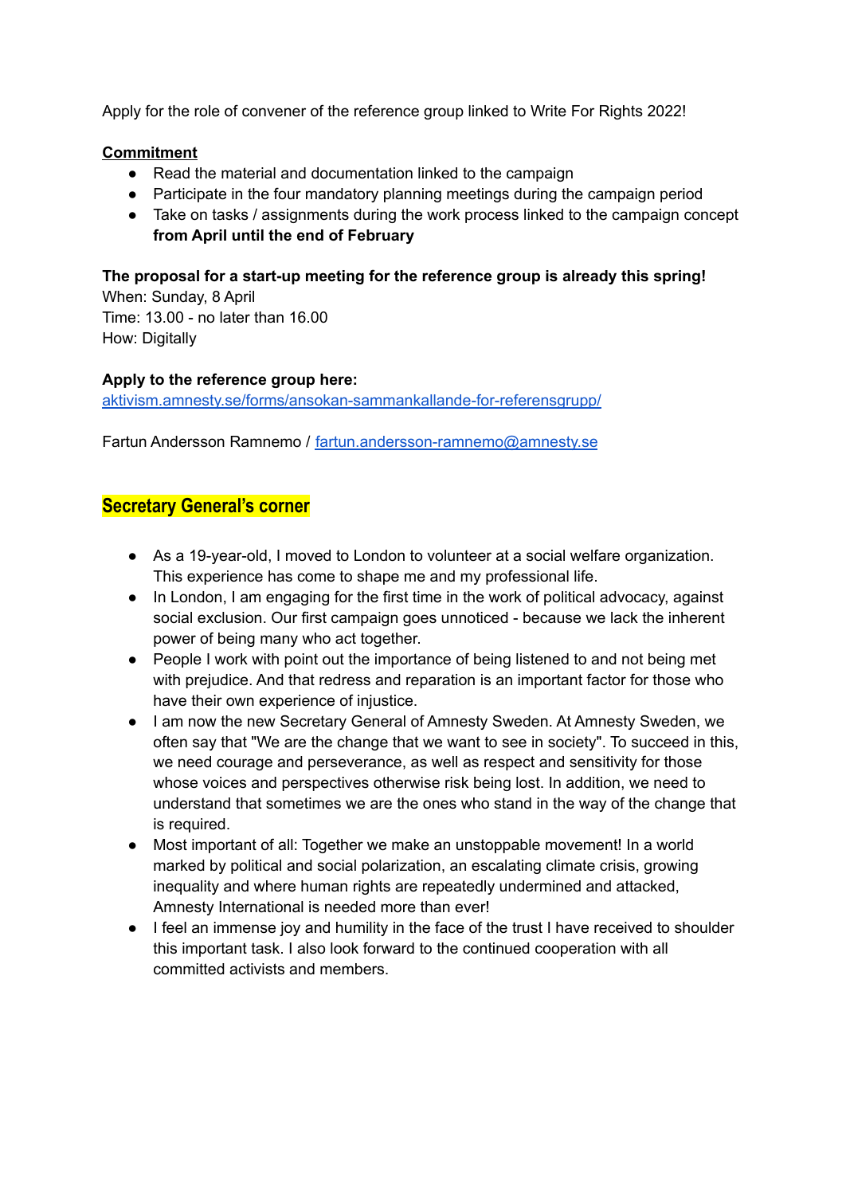Apply for the role of convener of the reference group linked to Write For Rights 2022!

**Commitment**

- Read the material and documentation linked to the campaign
- Participate in the four mandatory planning meetings during the campaign period
- Take on tasks / assignments during the work process linked to the campaign concept **from April until the end of February**

**The proposal for a start-up meeting for the reference group is already this spring!**
When: Sunday, 8 April
Time: 13.00 - no later than 16.00
How: Digitally

**Apply to the reference group here:**
[aktivism.amnesty.se/forms/ansokan-sammankallande-for-referensgrupp/](aktivism.amnesty.se/forms/ansokan-sammankallande-for-referensgrupp/)

Fartun Andersson Ramnemo / [fartun.andersson-ramnemo@amnesty.se](mailto:fartun.andersson-ramnemo@amnesty.se)

## Secretary General's corner

- As a 19-year-old, I moved to London to volunteer at a social welfare organization. This experience has come to shape me and my professional life.
- In London, I am engaging for the first time in the work of political advocacy, against social exclusion. Our first campaign goes unnoticed - because we lack the inherent power of being many who act together.
- People I work with point out the importance of being listened to and not being met with prejudice. And that redress and reparation is an important factor for those who have their own experience of injustice.
- I am now the new Secretary General of Amnesty Sweden. At Amnesty Sweden, we often say that "We are the change that we want to see in society". To succeed in this, we need courage and perseverance, as well as respect and sensitivity for those whose voices and perspectives otherwise risk being lost. In addition, we need to understand that sometimes we are the ones who stand in the way of the change that is required.
- Most important of all: Together we make an unstoppable movement! In a world marked by political and social polarization, an escalating climate crisis, growing inequality and where human rights are repeatedly undermined and attacked, Amnesty International is needed more than ever!
- I feel an immense joy and humility in the face of the trust I have received to shoulder this important task. I also look forward to the continued cooperation with all committed activists and members.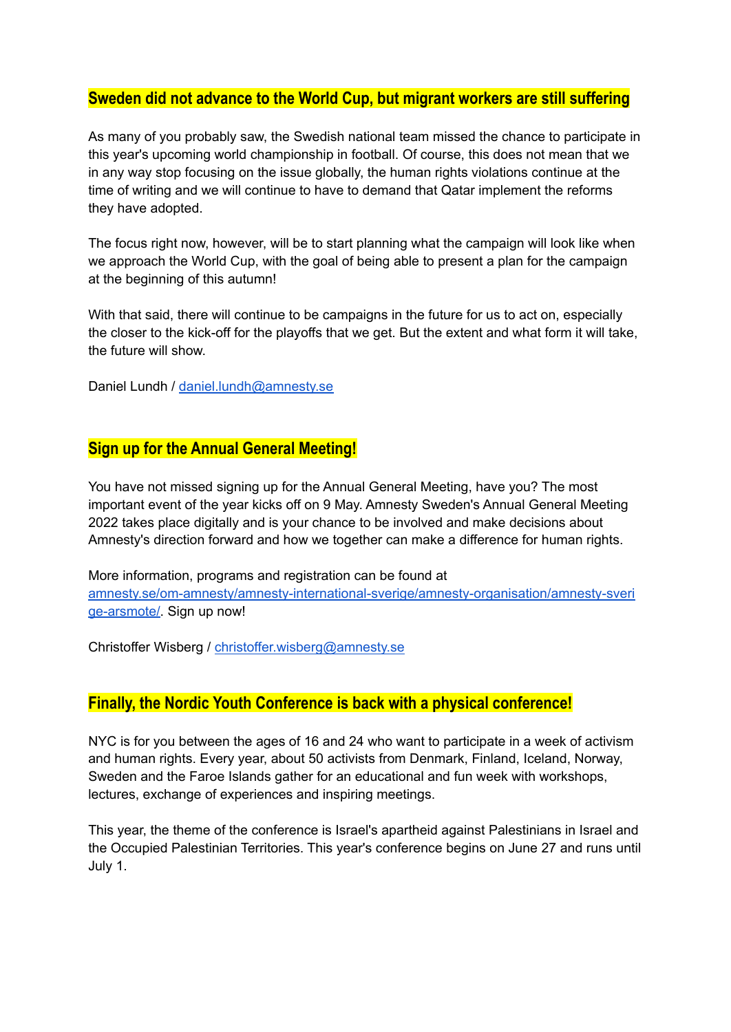## Sweden did not advance to the World Cup, but migrant workers are still suffering

As many of you probably saw, the Swedish national team missed the chance to participate in this year's upcoming world championship in football. Of course, this does not mean that we in any way stop focusing on the issue globally, the human rights violations continue at the time of writing and we will continue to have to demand that Qatar implement the reforms they have adopted.

The focus right now, however, will be to start planning what the campaign will look like when we approach the World Cup, with the goal of being able to present a plan for the campaign at the beginning of this autumn!

With that said, there will continue to be campaigns in the future for us to act on, especially the closer to the kick-off for the playoffs that we get. But the extent and what form it will take, the future will show.

Daniel Lundh / [daniel.lundh@amnesty.se](mailto:daniel.lundh@amnesty.se)

## Sign up for the Annual General Meeting!

You have not missed signing up for the Annual General Meeting, have you? The most important event of the year kicks off on 9 May. Amnesty Sweden's Annual General Meeting 2022 takes place digitally and is your chance to be involved and make decisions about Amnesty's direction forward and how we together can make a difference for human rights.

More information, programs and registration can be found at [amnesty.se/om-amnesty/amnesty-international-sverige/amnesty-organisation/amnesty-sverige-arsmote/](amnesty.se/om-amnesty/amnesty-international-sverige/amnesty-organisation/amnesty-sverige-arsmote/). Sign up now!

Christoffer Wisberg / [christoffer.wisberg@amnesty.se](mailto:christoffer.wisberg@amnesty.se)

## Finally, the Nordic Youth Conference is back with a physical conference!

NYC is for you between the ages of 16 and 24 who want to participate in a week of activism and human rights. Every year, about 50 activists from Denmark, Finland, Iceland, Norway, Sweden and the Faroe Islands gather for an educational and fun week with workshops, lectures, exchange of experiences and inspiring meetings.

This year, the theme of the conference is Israel's apartheid against Palestinians in Israel and the Occupied Palestinian Territories. This year's conference begins on June 27 and runs until July 1.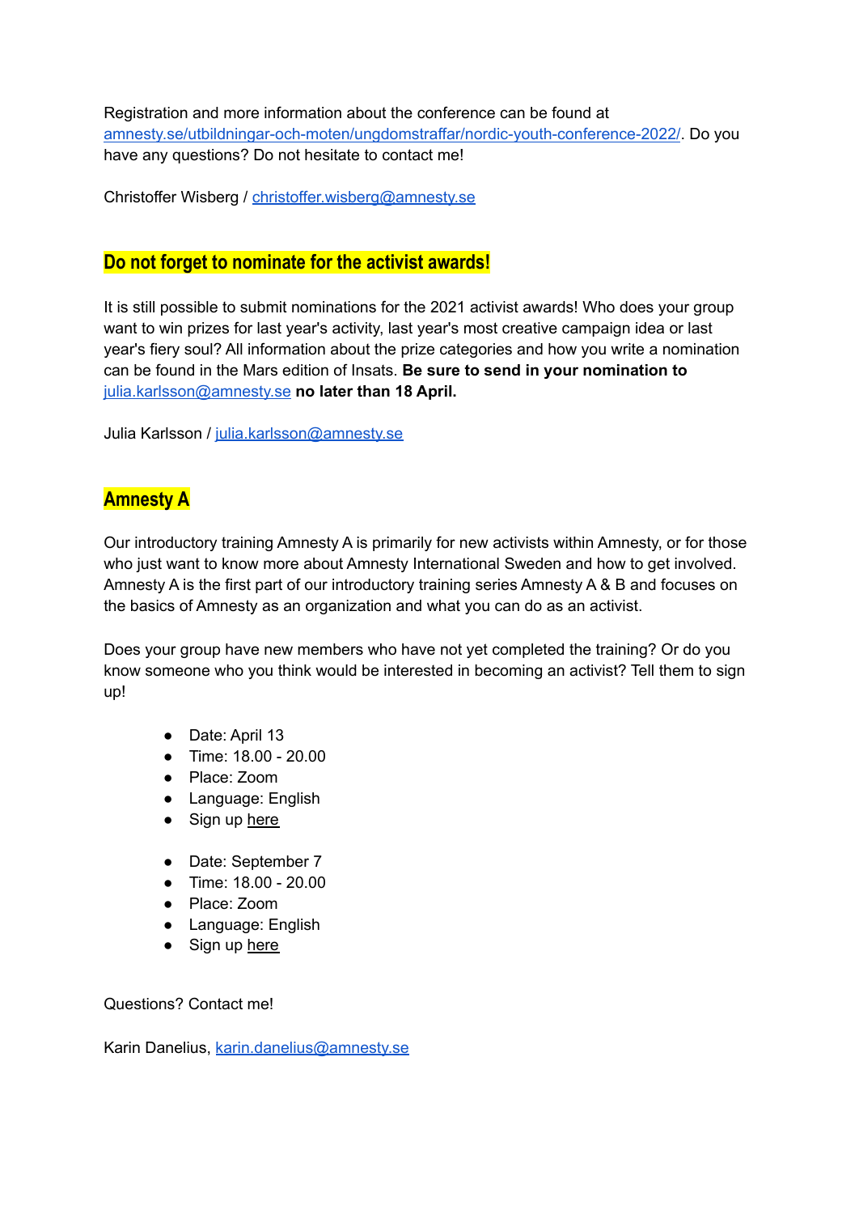Registration and more information about the conference can be found at [amnesty.se/utbildningar-och-moten/ungdomstraffar/nordic-youth-conference-2022/](amnesty.se/utbildningar-och-moten/ungdomstraffar/nordic-youth-conference-2022/). Do you have any questions? Do not hesitate to contact me!

Christoffer Wisberg / christoffer.wisberg@amnesty.se

## Do not forget to nominate for the activist awards!

It is still possible to submit nominations for the 2021 activist awards! Who does your group want to win prizes for last year's activity, last year's most creative campaign idea or last year's fiery soul? All information about the prize categories and how you write a nomination can be found in the Mars edition of Insats. **Be sure to send in your nomination to** julia.karlsson@amnesty.se **no later than 18 April.**

Julia Karlsson / julia.karlsson@amnesty.se

## Amnesty A

Our introductory training Amnesty A is primarily for new activists within Amnesty, or for those who just want to know more about Amnesty International Sweden and how to get involved. Amnesty A is the first part of our introductory training series Amnesty A & B and focuses on the basics of Amnesty as an organization and what you can do as an activist.

Does your group have new members who have not yet completed the training? Or do you know someone who you think would be interested in becoming an activist? Tell them to sign up!

- Date: April 13
- Time: 18.00 - 20.00
- Place: Zoom
- Language: English
- Sign up here

- Date: September 7
- Time: 18.00 - 20.00
- Place: Zoom
- Language: English
- Sign up here

Questions? Contact me!

Karin Danelius, karin.danelius@amnesty.se